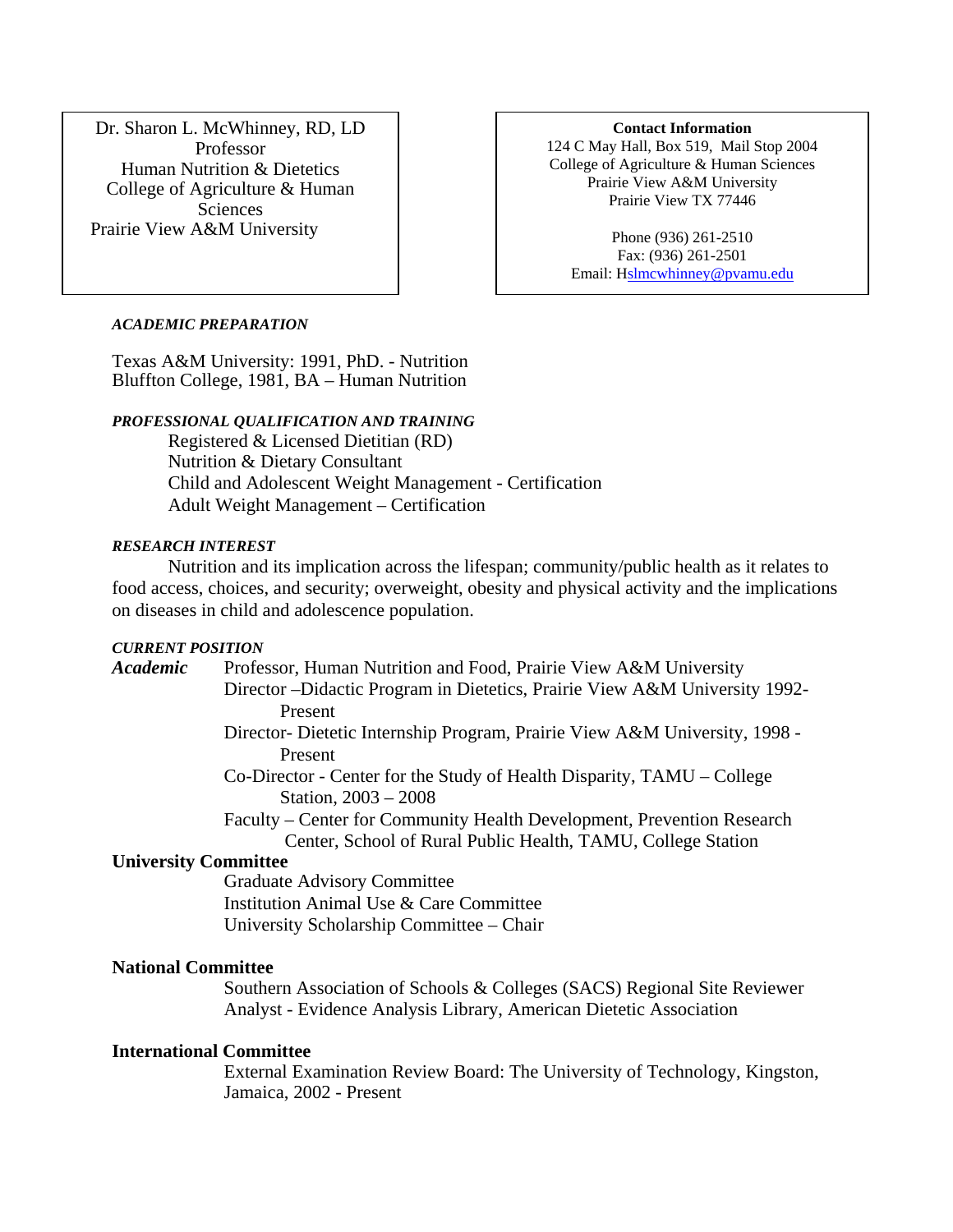Dr. Sharon L. McWhinney, RD, LD
Professor
Human Nutrition & Dietetics
College of Agriculture & Human Sciences
Prairie View A&M University

**Contact Information**
124 C May Hall, Box 519, Mail Stop 2004
College of Agriculture & Human Sciences
Prairie View A&M University
Prairie View TX 77446

Phone (936) 261-2510
Fax: (936) 261-2501
Email: Hslmcwhinney@pvamu.edu

***ACADEMIC PREPARATION***

Texas A&M University: 1991, PhD. - Nutrition
Bluffton College, 1981, BA – Human Nutrition

***PROFESSIONAL QUALIFICATION AND TRAINING***

Registered & Licensed Dietitian (RD)
Nutrition & Dietary Consultant
Child and Adolescent Weight Management - Certification
Adult Weight Management – Certification

***RESEARCH INTEREST***

Nutrition and its implication across the lifespan; community/public health as it relates to food access, choices, and security; overweight, obesity and physical activity and the implications on diseases in child and adolescence population.

***CURRENT POSITION***

***Academic***

Professor, Human Nutrition and Food, Prairie View A&M University
Director –Didactic Program in Dietetics, Prairie View A&M University 1992-Present
Director- Dietetic Internship Program, Prairie View A&M University, 1998 - Present
Co-Director - Center for the Study of Health Disparity, TAMU – College Station, 2003 – 2008
Faculty – Center for Community Health Development, Prevention Research Center, School of Rural Public Health, TAMU, College Station

**University Committee**

Graduate Advisory Committee
Institution Animal Use & Care Committee
University Scholarship Committee – Chair

**National Committee**

Southern Association of Schools & Colleges (SACS) Regional Site Reviewer
Analyst - Evidence Analysis Library, American Dietetic Association

**International Committee**

External Examination Review Board: The University of Technology, Kingston, Jamaica, 2002 - Present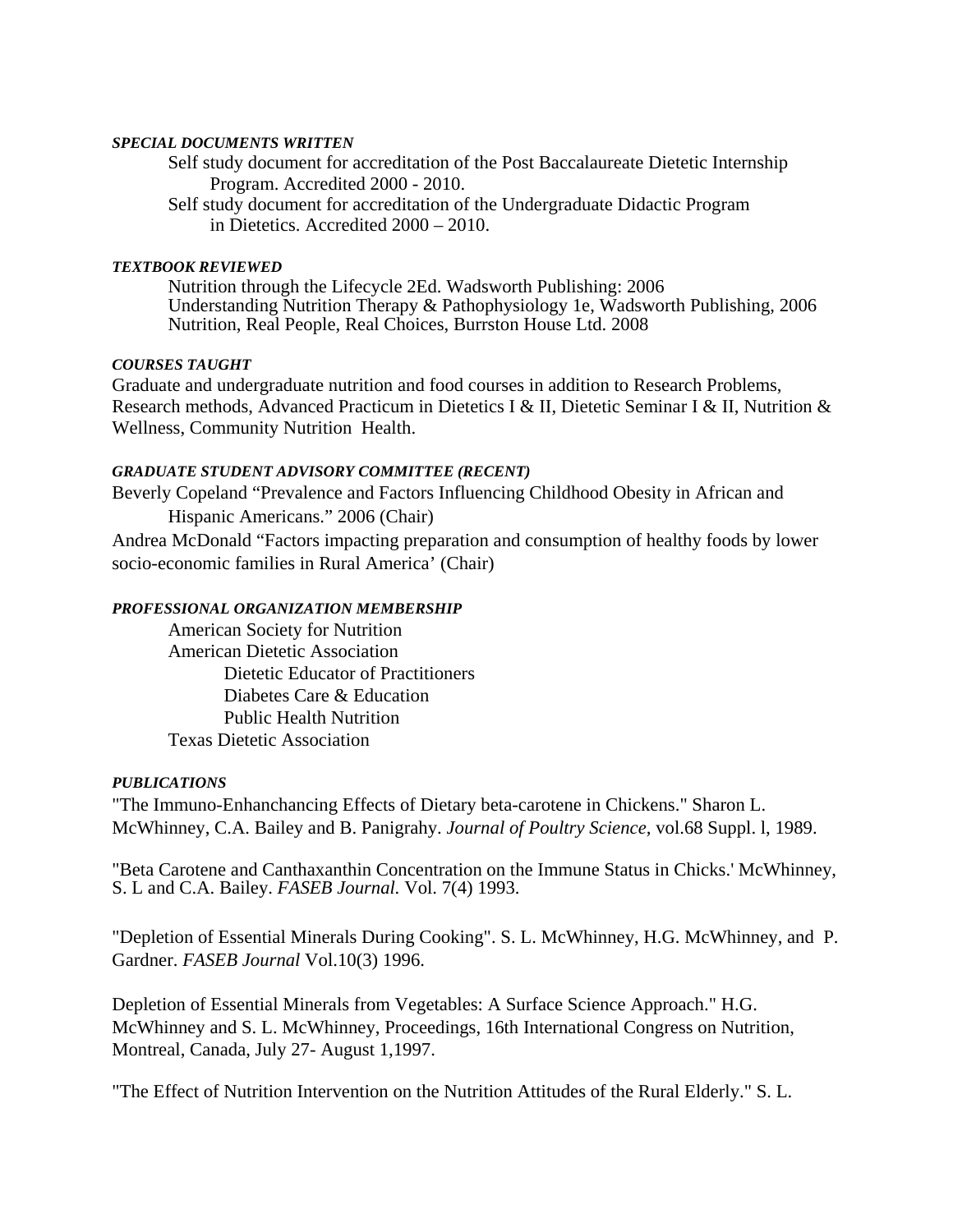#### *SPECIAL DOCUMENTS WRITTEN*

Self study document for accreditation of the Post Baccalaureate Dietetic Internship Program. Accredited 2000 - 2010.

Self study document for accreditation of the Undergraduate Didactic Program in Dietetics. Accredited 2000 – 2010.

#### *TEXTBOOK REVIEWED*

Nutrition through the Lifecycle 2Ed. Wadsworth Publishing: 2006
Understanding Nutrition Therapy & Pathophysiology 1e, Wadsworth Publishing, 2006
Nutrition, Real People, Real Choices, Burrston House Ltd. 2008

#### *COURSES TAUGHT*

Graduate and undergraduate nutrition and food courses in addition to Research Problems, Research methods, Advanced Practicum in Dietetics I & II, Dietetic Seminar I & II, Nutrition & Wellness, Community Nutrition  Health.

#### *GRADUATE STUDENT ADVISORY COMMITTEE (RECENT)*

Beverly Copeland "Prevalence and Factors Influencing Childhood Obesity in African and Hispanic Americans." 2006 (Chair)

Andrea McDonald "Factors impacting preparation and consumption of healthy foods by lower socio-economic families in Rural America' (Chair)

#### *PROFESSIONAL ORGANIZATION MEMBERSHIP*

- American Society for Nutrition
- American Dietetic Association
    - Dietetic Educator of Practitioners
    - Diabetes Care & Education
    - Public Health Nutrition
- Texas Dietetic Association

#### *PUBLICATIONS*

"The Immuno-Enhanchancing Effects of Dietary beta-carotene in Chickens." Sharon L. McWhinney, C.A. Bailey and B. Panigrahy. *Journal of Poultry Science*, vol.68 Suppl. l, 1989.

"Beta Carotene and Canthaxanthin Concentration on the Immune Status in Chicks.' McWhinney, S. L and C.A. Bailey. *FASEB Journal.* Vol. 7(4) 1993.

"Depletion of Essential Minerals During Cooking". S. L. McWhinney, H.G. McWhinney, and  P. Gardner. *FASEB Journal* Vol.10(3) 1996.

Depletion of Essential Minerals from Vegetables: A Surface Science Approach." H.G. McWhinney and S. L. McWhinney, Proceedings, 16th International Congress on Nutrition, Montreal, Canada, July 27- August 1,1997.

"The Effect of Nutrition Intervention on the Nutrition Attitudes of the Rural Elderly." S. L.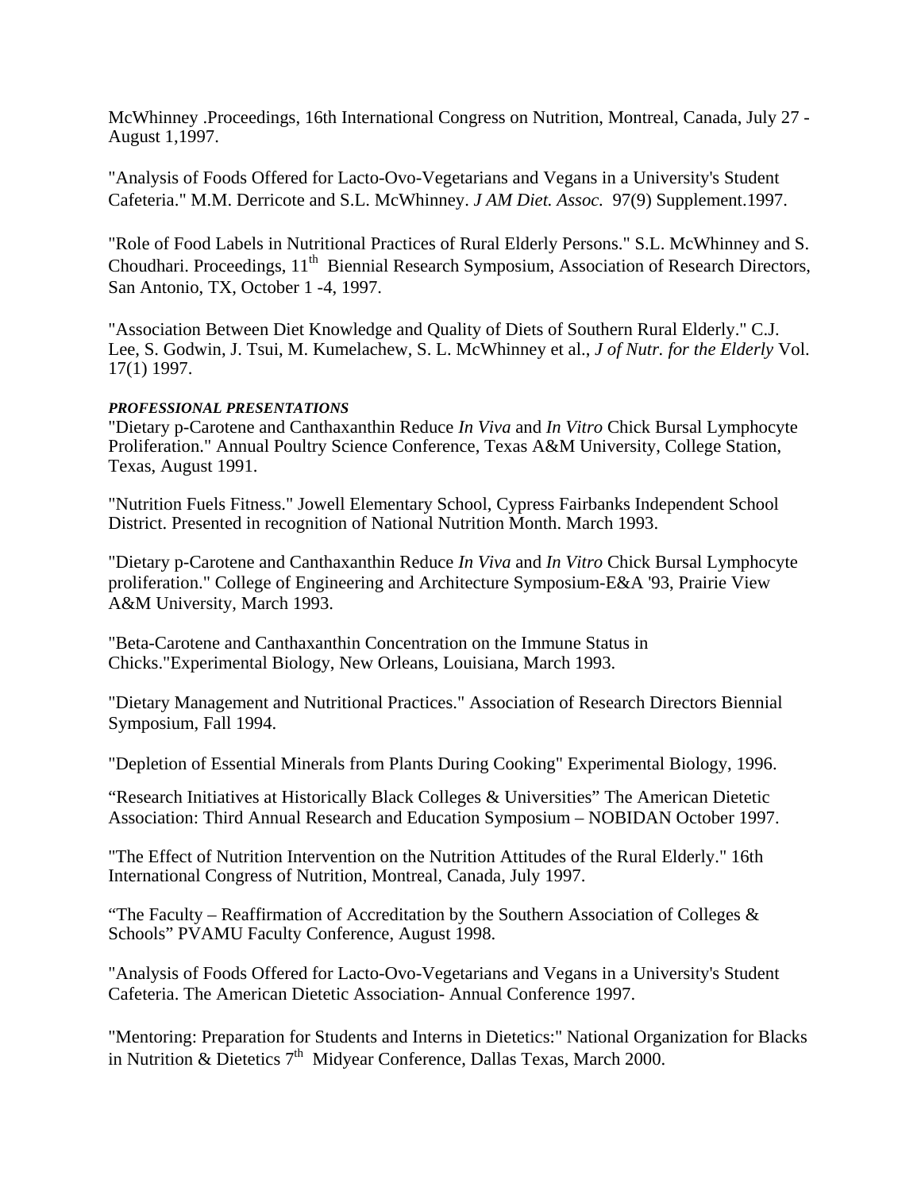McWhinney .Proceedings, 16th International Congress on Nutrition, Montreal, Canada, July 27 - August 1,1997.

"Analysis of Foods Offered for Lacto-Ovo-Vegetarians and Vegans in a University's Student Cafeteria." M.M. Derricote and S.L. McWhinney. *J AM Diet. Assoc.* 97(9) Supplement.1997.

"Role of Food Labels in Nutritional Practices of Rural Elderly Persons." S.L. McWhinney and S. Choudhari. Proceedings, 11th Biennial Research Symposium, Association of Research Directors, San Antonio, TX, October 1 -4, 1997.

"Association Between Diet Knowledge and Quality of Diets of Southern Rural Elderly." C.J. Lee, S. Godwin, J. Tsui, M. Kumelachew, S. L. McWhinney et al., *J of Nutr. for the Elderly* Vol. 17(1) 1997.

***PROFESSIONAL PRESENTATIONS***

"Dietary p-Carotene and Canthaxanthin Reduce *In Viva* and *In Vitro* Chick Bursal Lymphocyte Proliferation." Annual Poultry Science Conference, Texas A&M University, College Station, Texas, August 1991.

"Nutrition Fuels Fitness." Jowell Elementary School, Cypress Fairbanks Independent School District. Presented in recognition of National Nutrition Month. March 1993.

"Dietary p-Carotene and Canthaxanthin Reduce *In Viva* and *In Vitro* Chick Bursal Lymphocyte proliferation." College of Engineering and Architecture Symposium-E&A '93, Prairie View A&M University, March 1993.

"Beta-Carotene and Canthaxanthin Concentration on the Immune Status in Chicks."Experimental Biology, New Orleans, Louisiana, March 1993.

"Dietary Management and Nutritional Practices." Association of Research Directors Biennial Symposium, Fall 1994.

"Depletion of Essential Minerals from Plants During Cooking" Experimental Biology, 1996.

"Research Initiatives at Historically Black Colleges & Universities" The American Dietetic Association: Third Annual Research and Education Symposium – NOBIDAN October 1997.

"The Effect of Nutrition Intervention on the Nutrition Attitudes of the Rural Elderly." 16th International Congress of Nutrition, Montreal, Canada, July 1997.

"The Faculty – Reaffirmation of Accreditation by the Southern Association of Colleges & Schools" PVAMU Faculty Conference, August 1998.

"Analysis of Foods Offered for Lacto-Ovo-Vegetarians and Vegans in a University's Student Cafeteria. The American Dietetic Association- Annual Conference 1997.

"Mentoring: Preparation for Students and Interns in Dietetics:" National Organization for Blacks in Nutrition & Dietetics 7th Midyear Conference, Dallas Texas, March 2000.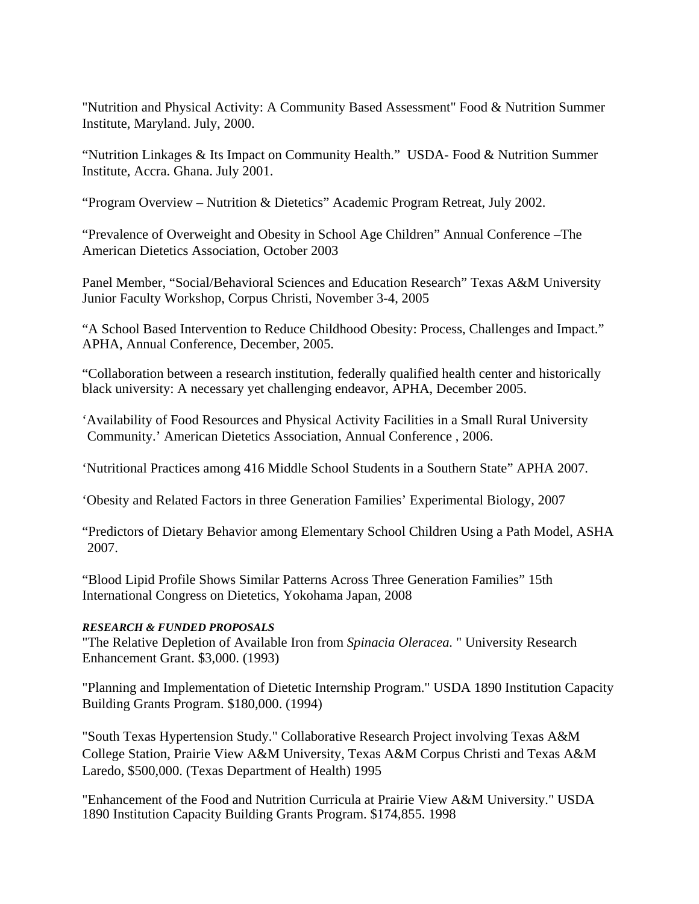"Nutrition and Physical Activity: A Community Based Assessment" Food & Nutrition Summer Institute, Maryland. July, 2000.

"Nutrition Linkages & Its Impact on Community Health." USDA- Food & Nutrition Summer Institute, Accra. Ghana. July 2001.

"Program Overview – Nutrition & Dietetics" Academic Program Retreat, July 2002.

"Prevalence of Overweight and Obesity in School Age Children" Annual Conference –The American Dietetics Association, October 2003

Panel Member, "Social/Behavioral Sciences and Education Research" Texas A&M University Junior Faculty Workshop, Corpus Christi, November 3-4, 2005

"A School Based Intervention to Reduce Childhood Obesity: Process, Challenges and Impact." APHA, Annual Conference, December, 2005.

"Collaboration between a research institution, federally qualified health center and historically black university: A necessary yet challenging endeavor, APHA, December 2005.

'Availability of Food Resources and Physical Activity Facilities in a Small Rural University Community.' American Dietetics Association, Annual Conference , 2006.

'Nutritional Practices among 416 Middle School Students in a Southern State" APHA 2007.

'Obesity and Related Factors in three Generation Families' Experimental Biology, 2007

"Predictors of Dietary Behavior among Elementary School Children Using a Path Model, ASHA 2007.

"Blood Lipid Profile Shows Similar Patterns Across Three Generation Families" 15th International Congress on Dietetics, Yokohama Japan, 2008

***RESEARCH & FUNDED PROPOSALS***

"The Relative Depletion of Available Iron from *Spinacia Oleracea.* " University Research Enhancement Grant. $3,000. (1993)

"Planning and Implementation of Dietetic Internship Program." USDA 1890 Institution Capacity Building Grants Program. $180,000. (1994)

"South Texas Hypertension Study." Collaborative Research Project involving Texas A&M College Station, Prairie View A&M University, Texas A&M Corpus Christi and Texas A&M Laredo, $500,000. (Texas Department of Health) 1995

"Enhancement of the Food and Nutrition Curricula at Prairie View A&M University." USDA 1890 Institution Capacity Building Grants Program. $174,855. 1998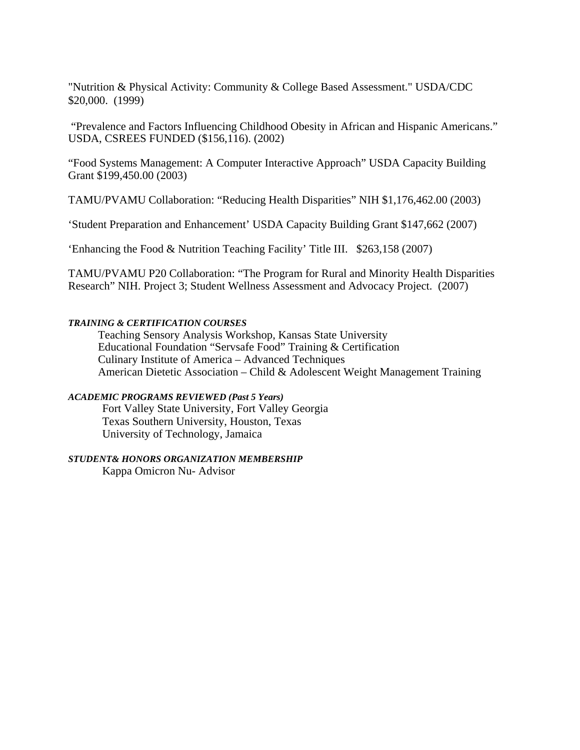"Nutrition & Physical Activity: Community & College Based Assessment." USDA/CDC $20,000. (1999)

"Prevalence and Factors Influencing Childhood Obesity in African and Hispanic Americans." USDA, CSREES FUNDED ($156,116). (2002)

"Food Systems Management: A Computer Interactive Approach" USDA Capacity Building Grant $199,450.00 (2003)

TAMU/PVAMU Collaboration: "Reducing Health Disparities" NIH $1,176,462.00 (2003)

'Student Preparation and Enhancement' USDA Capacity Building Grant $147,662 (2007)

'Enhancing the Food & Nutrition Teaching Facility' Title III. $263,158 (2007)

TAMU/PVAMU P20 Collaboration: "The Program for Rural and Minority Health Disparities Research" NIH. Project 3; Student Wellness Assessment and Advocacy Project. (2007)

***TRAINING & CERTIFICATION COURSES***

Teaching Sensory Analysis Workshop, Kansas State University
Educational Foundation "Servsafe Food" Training & Certification
Culinary Institute of America – Advanced Techniques
American Dietetic Association – Child & Adolescent Weight Management Training

***ACADEMIC PROGRAMS REVIEWED (Past 5 Years)***

Fort Valley State University, Fort Valley Georgia
Texas Southern University, Houston, Texas
University of Technology, Jamaica

***STUDENT& HONORS ORGANIZATION MEMBERSHIP***

Kappa Omicron Nu- Advisor